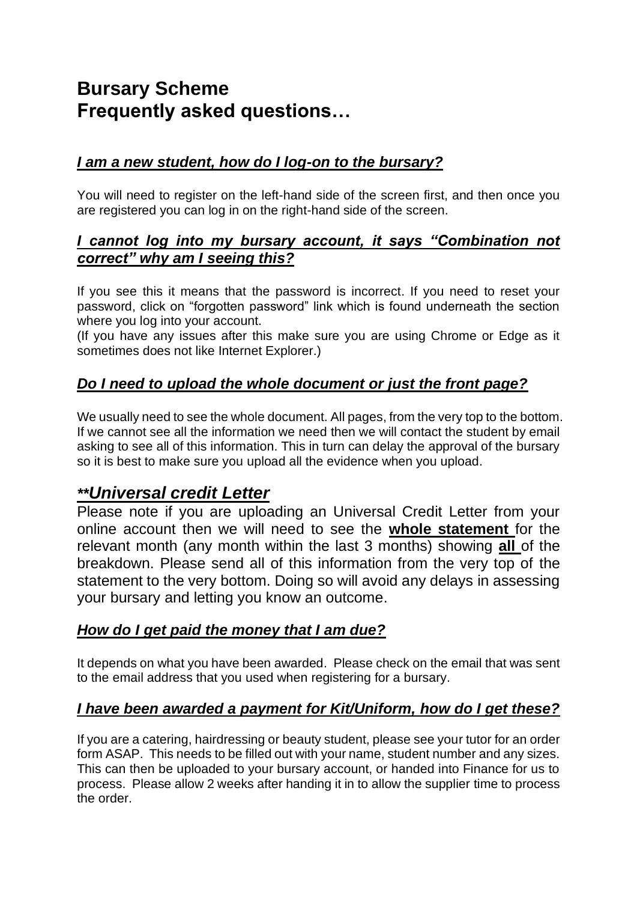# Bursary Scheme
# Frequently asked questions…

### ***I am a new student, how do I log-on to the bursary?***

You will need to register on the left-hand side of the screen first, and then once you are registered you can log in on the right-hand side of the screen.

### ***I cannot log into my bursary account, it says "Combination not correct" why am I seeing this?***

If you see this it means that the password is incorrect. If you need to reset your password, click on "forgotten password" link which is found underneath the section where you log into your account.

(If you have any issues after this make sure you are using Chrome or Edge as it sometimes does not like Internet Explorer.)

### ***Do I need to upload the whole document or just the front page?***

We usually need to see the whole document. All pages, from the very top to the bottom. If we cannot see all the information we need then we will contact the student by email asking to see all of this information. This in turn can delay the approval of the bursary so it is best to make sure you upload all the evidence when you upload.

## ***\*\*Universal credit Letter***

Please note if you are uploading an Universal Credit Letter from your online account then we will need to see the **whole statement** for the relevant month (any month within the last 3 months) showing **all** of the breakdown. Please send all of this information from the very top of the statement to the very bottom. Doing so will avoid any delays in assessing your bursary and letting you know an outcome.

### ***How do I get paid the money that I am due?***

It depends on what you have been awarded. Please check on the email that was sent to the email address that you used when registering for a bursary.

### ***I have been awarded a payment for Kit/Uniform, how do I get these?***

If you are a catering, hairdressing or beauty student, please see your tutor for an order form ASAP. This needs to be filled out with your name, student number and any sizes. This can then be uploaded to your bursary account, or handed into Finance for us to process. Please allow 2 weeks after handing it in to allow the supplier time to process the order.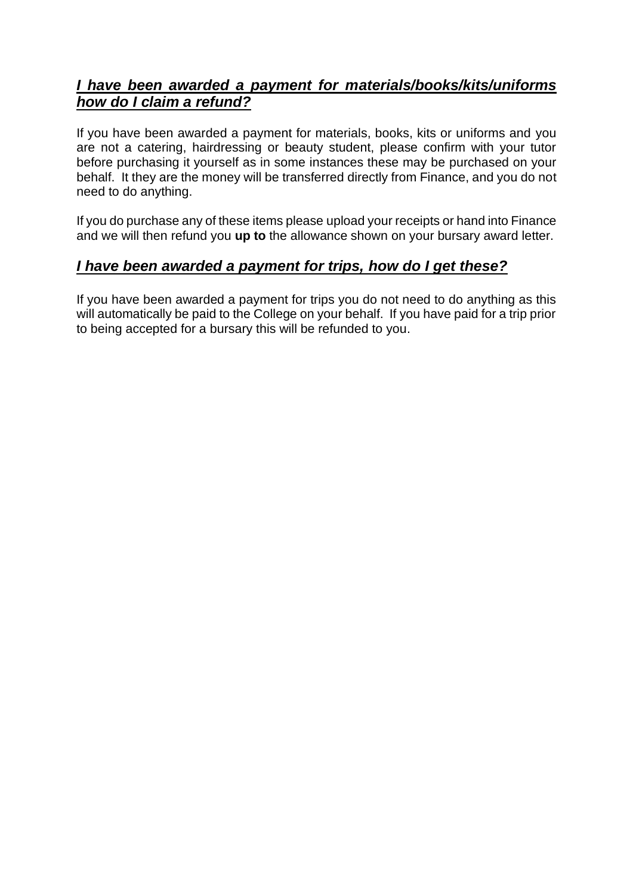## ***I have been awarded a payment for materials/books/kits/uniforms how do I claim a refund?***

If you have been awarded a payment for materials, books, kits or uniforms and you are not a catering, hairdressing or beauty student, please confirm with your tutor before purchasing it yourself as in some instances these may be purchased on your behalf. It they are the money will be transferred directly from Finance, and you do not need to do anything.

If you do purchase any of these items please upload your receipts or hand into Finance and we will then refund you **up to** the allowance shown on your bursary award letter.

## ***I have been awarded a payment for trips, how do I get these?***

If you have been awarded a payment for trips you do not need to do anything as this will automatically be paid to the College on your behalf. If you have paid for a trip prior to being accepted for a bursary this will be refunded to you.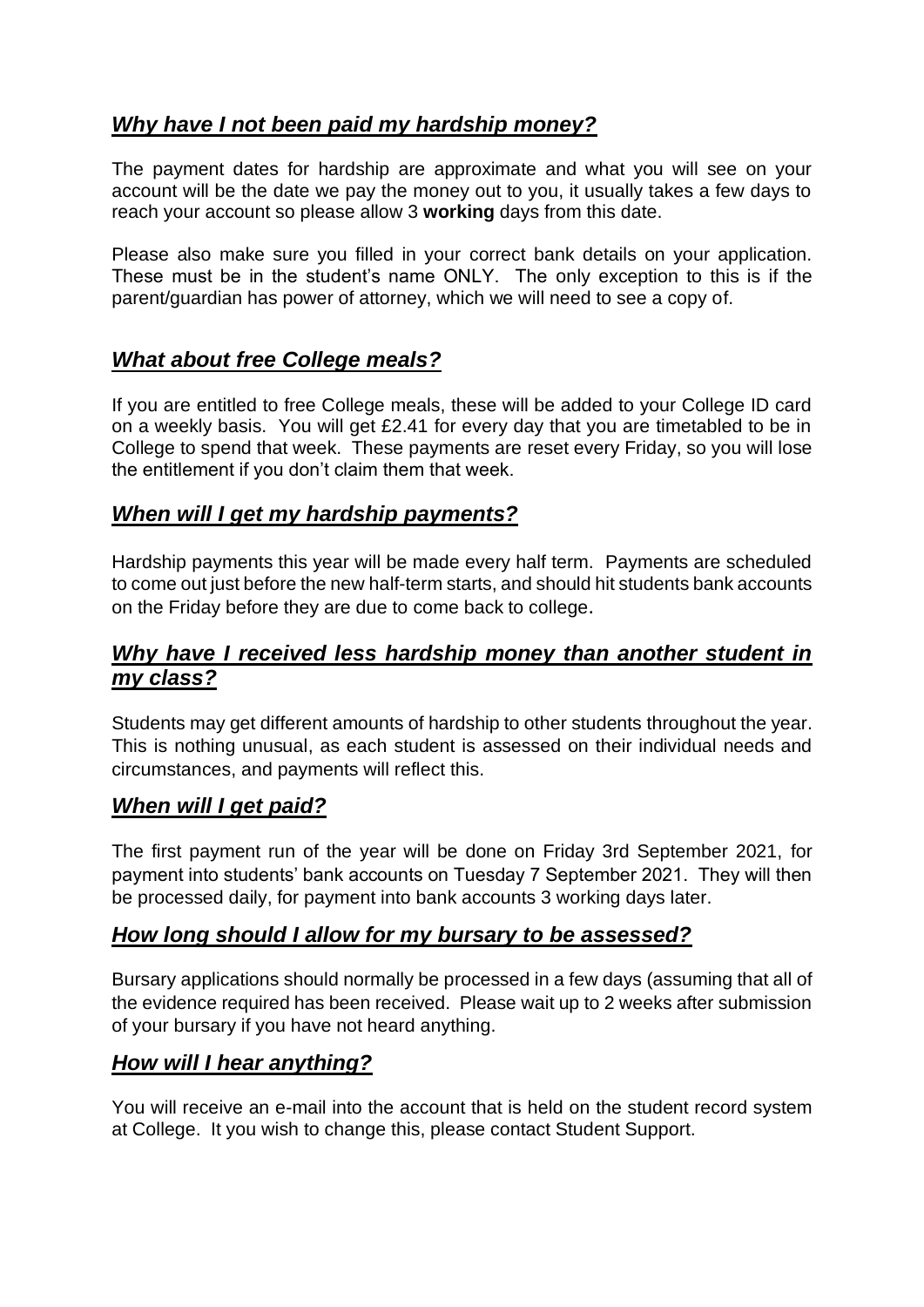## ***Why have I not been paid my hardship money?***

The payment dates for hardship are approximate and what you will see on your account will be the date we pay the money out to you, it usually takes a few days to reach your account so please allow 3 **working** days from this date.

Please also make sure you filled in your correct bank details on your application. These must be in the student's name ONLY. The only exception to this is if the parent/guardian has power of attorney, which we will need to see a copy of.

## ***What about free College meals?***

If you are entitled to free College meals, these will be added to your College ID card on a weekly basis. You will get £2.41 for every day that you are timetabled to be in College to spend that week. These payments are reset every Friday, so you will lose the entitlement if you don't claim them that week.

## ***When will I get my hardship payments?***

Hardship payments this year will be made every half term. Payments are scheduled to come out just before the new half-term starts, and should hit students bank accounts on the Friday before they are due to come back to college.

## ***Why have I received less hardship money than another student in my class?***

Students may get different amounts of hardship to other students throughout the year. This is nothing unusual, as each student is assessed on their individual needs and circumstances, and payments will reflect this.

## ***When will I get paid?***

The first payment run of the year will be done on Friday 3rd September 2021, for payment into students' bank accounts on Tuesday 7 September 2021. They will then be processed daily, for payment into bank accounts 3 working days later.

## ***How long should I allow for my bursary to be assessed?***

Bursary applications should normally be processed in a few days (assuming that all of the evidence required has been received. Please wait up to 2 weeks after submission of your bursary if you have not heard anything.

## ***How will I hear anything?***

You will receive an e-mail into the account that is held on the student record system at College. It you wish to change this, please contact Student Support.